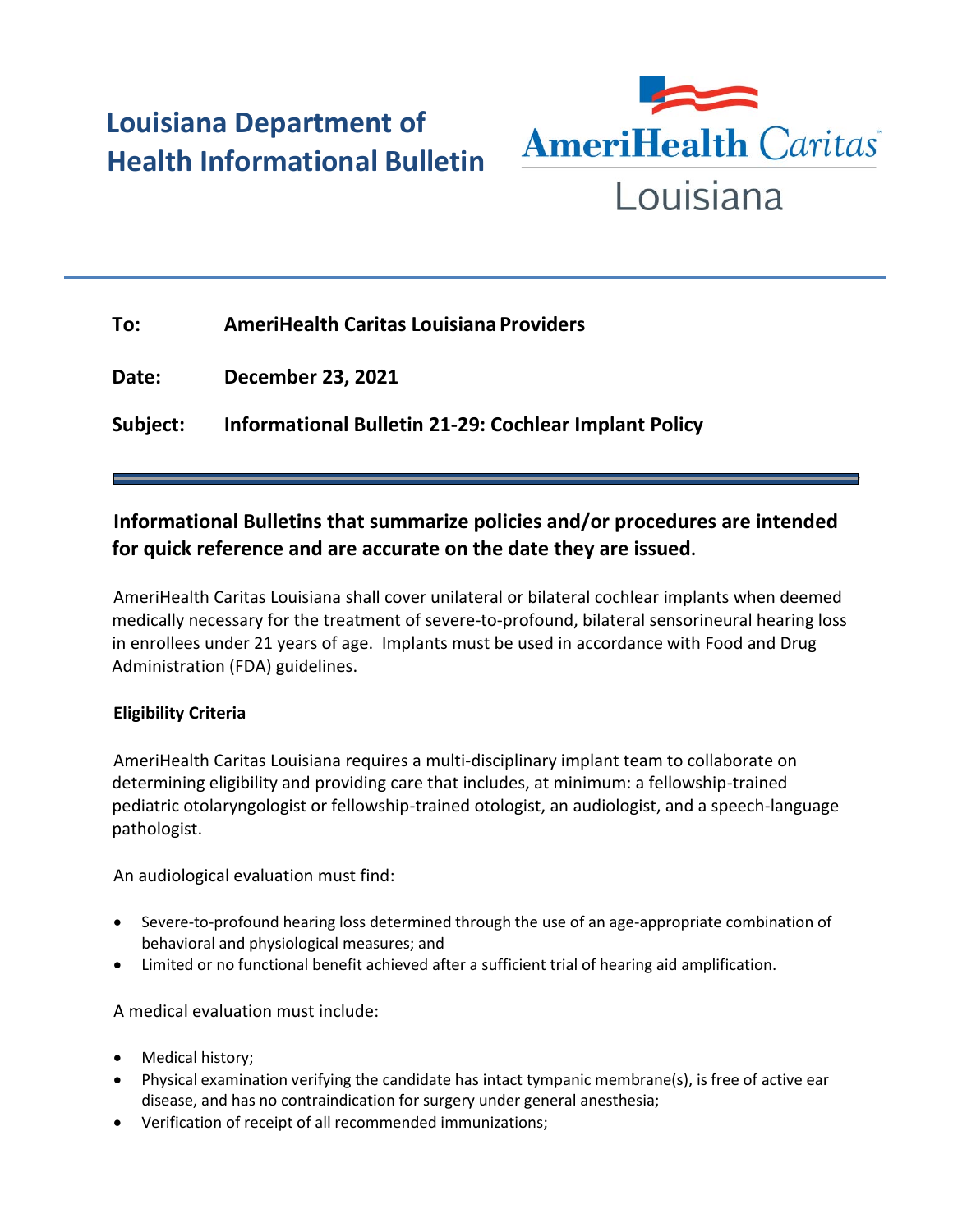# Louisiana Department of Health Informational Bulletin

AmeriHealth Caritas Louisiana

**To:** AmeriHealth Caritas Louisiana Providers

**Date:** December 23, 2021

**Subject:** Informational Bulletin 21-29: Cochlear Implant Policy

---

**Informational Bulletins that summarize policies and/or procedures are intended for quick reference and are accurate on the date they are issued.**

AmeriHealth Caritas Louisiana shall cover unilateral or bilateral cochlear implants when deemed medically necessary for the treatment of severe-to-profound, bilateral sensorineural hearing loss in enrollees under 21 years of age. Implants must be used in accordance with Food and Drug Administration (FDA) guidelines.

**Eligibility Criteria**

AmeriHealth Caritas Louisiana requires a multi-disciplinary implant team to collaborate on determining eligibility and providing care that includes, at minimum: a fellowship-trained pediatric otolaryngologist or fellowship-trained otologist, an audiologist, and a speech-language pathologist.

An audiological evaluation must find:

- Severe-to-profound hearing loss determined through the use of an age-appropriate combination of behavioral and physiological measures; and
- Limited or no functional benefit achieved after a sufficient trial of hearing aid amplification.

A medical evaluation must include:

- Medical history;
- Physical examination verifying the candidate has intact tympanic membrane(s), is free of active ear disease, and has no contraindication for surgery under general anesthesia;
- Verification of receipt of all recommended immunizations;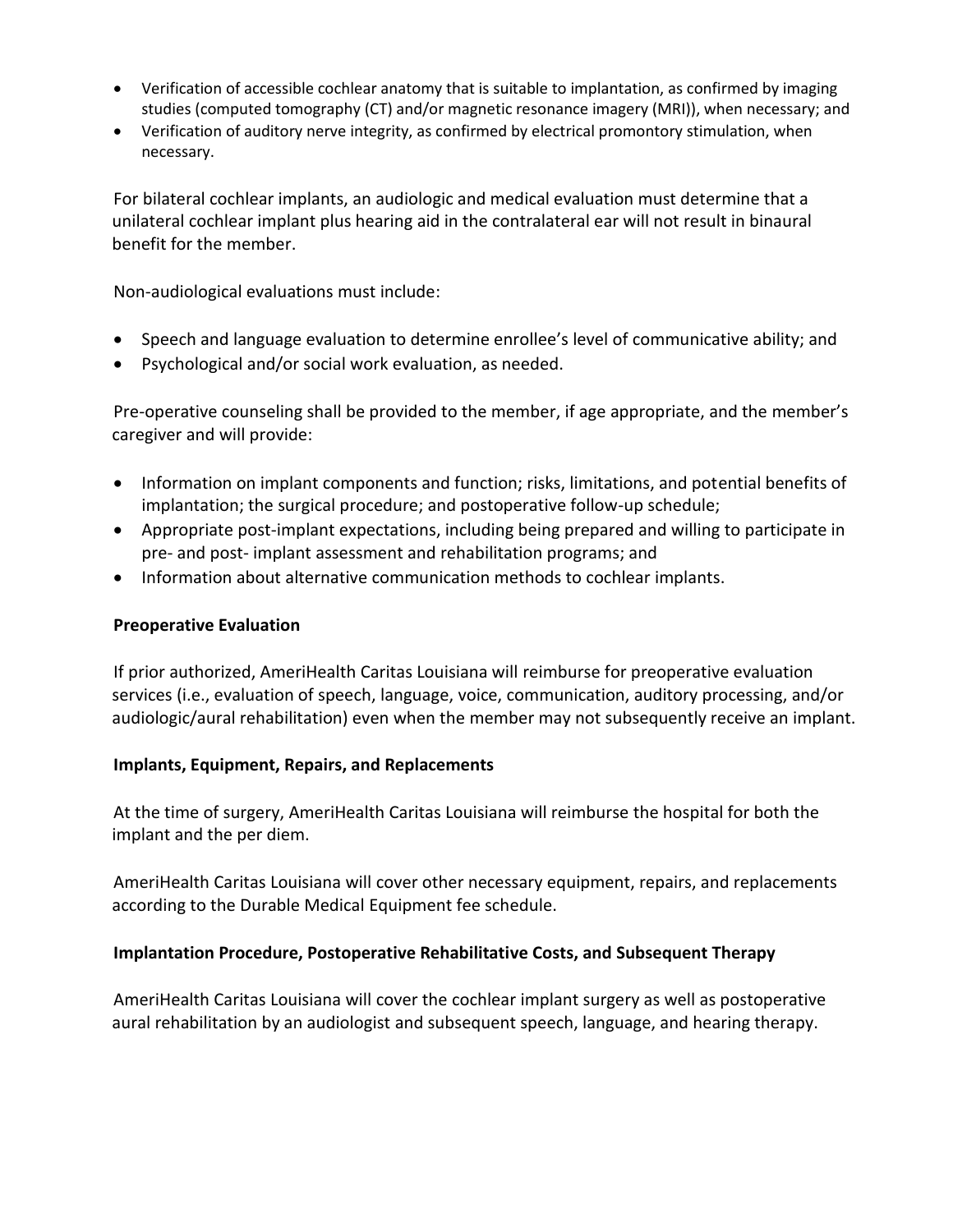- Verification of accessible cochlear anatomy that is suitable to implantation, as confirmed by imaging studies (computed tomography (CT) and/or magnetic resonance imagery (MRI)), when necessary; and
- Verification of auditory nerve integrity, as confirmed by electrical promontory stimulation, when necessary.

For bilateral cochlear implants, an audiologic and medical evaluation must determine that a unilateral cochlear implant plus hearing aid in the contralateral ear will not result in binaural benefit for the member.

Non-audiological evaluations must include:

- Speech and language evaluation to determine enrollee's level of communicative ability; and
- Psychological and/or social work evaluation, as needed.

Pre-operative counseling shall be provided to the member, if age appropriate, and the member's caregiver and will provide:

- Information on implant components and function; risks, limitations, and potential benefits of implantation; the surgical procedure; and postoperative follow-up schedule;
- Appropriate post-implant expectations, including being prepared and willing to participate in pre- and post- implant assessment and rehabilitation programs; and
- Information about alternative communication methods to cochlear implants.

**Preoperative Evaluation**

If prior authorized, AmeriHealth Caritas Louisiana will reimburse for preoperative evaluation services (i.e., evaluation of speech, language, voice, communication, auditory processing, and/or audiologic/aural rehabilitation) even when the member may not subsequently receive an implant.

**Implants, Equipment, Repairs, and Replacements**

At the time of surgery, AmeriHealth Caritas Louisiana will reimburse the hospital for both the implant and the per diem.

AmeriHealth Caritas Louisiana will cover other necessary equipment, repairs, and replacements according to the Durable Medical Equipment fee schedule.

**Implantation Procedure, Postoperative Rehabilitative Costs, and Subsequent Therapy**

AmeriHealth Caritas Louisiana will cover the cochlear implant surgery as well as postoperative aural rehabilitation by an audiologist and subsequent speech, language, and hearing therapy.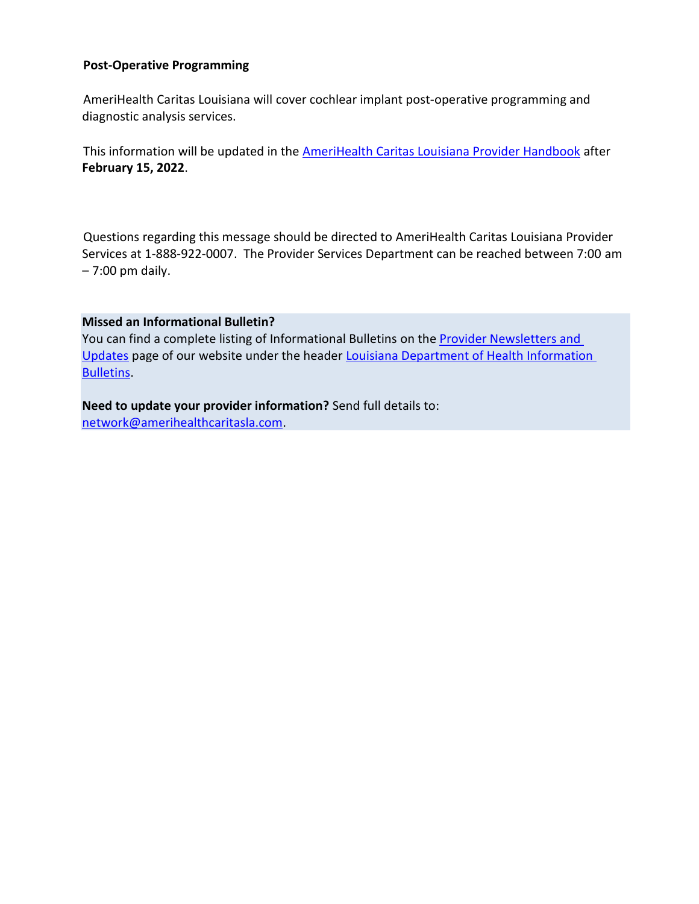**Post-Operative Programming**

AmeriHealth Caritas Louisiana will cover cochlear implant post-operative programming and diagnostic analysis services.

This information will be updated in the AmeriHealth Caritas Louisiana Provider Handbook after **February 15, 2022**.

Questions regarding this message should be directed to AmeriHealth Caritas Louisiana Provider Services at 1-888-922-0007. The Provider Services Department can be reached between 7:00 am – 7:00 pm daily.

**Missed an Informational Bulletin?**
You can find a complete listing of Informational Bulletins on the Provider Newsletters and Updates page of our website under the header Louisiana Department of Health Information Bulletins.

**Need to update your provider information?** Send full details to: network@amerihealthcaritasla.com.